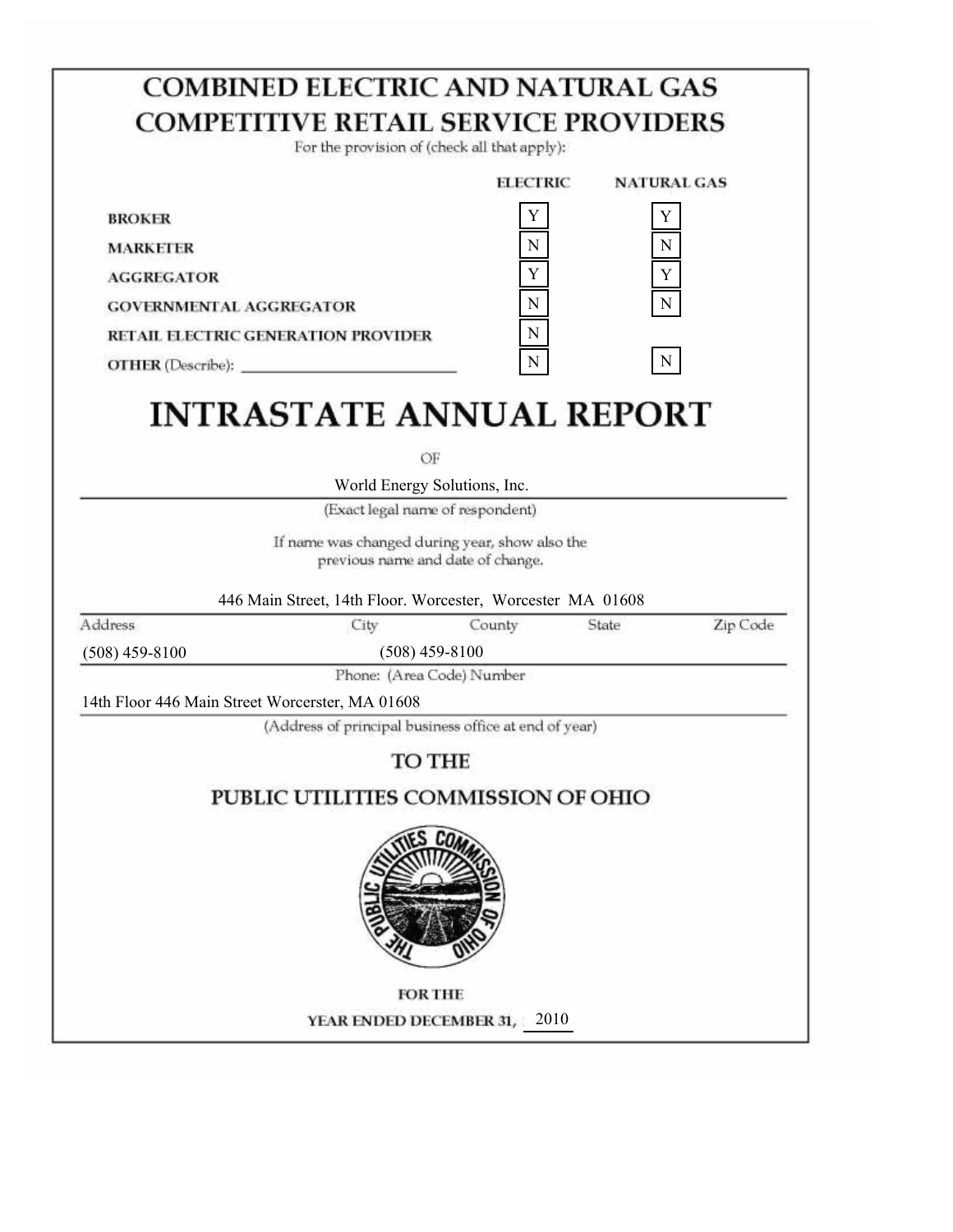# COMBINED ELECTRIC AND NATURAL GAS COMPETITIVE RETAIL SERVICE PROVIDERS

For the provision of (check all that apply):

| | ELECTRIC | NATURAL GAS |
|---|---|---|
| BROKER | Y | Y |
| MARKETER | N | N |
| AGGREGATOR | Y | Y |
| GOVERNMENTAL AGGREGATOR | N | N |
| RETAIL ELECTRIC GENERATION PROVIDER | N | |
| OTHER (Describe): ______________________ | N | N |

# INTRASTATE ANNUAL REPORT

OF

World Energy Solutions, Inc.

(Exact legal name of respondent)

If name was changed during year, show also the previous name and date of change.

446 Main Street, 14th Floor. Worcester, Worcester MA 01608

| Address | City | County | State | Zip Code |
|---|---|---|---|---|

(508) 459-8100 (508) 459-8100

Phone: (Area Code) Number

14th Floor 446 Main Street Worcerster, MA 01608

(Address of principal business office at end of year)

## TO THE

## PUBLIC UTILITIES COMMISSION OF OHIO

FOR THE

YEAR ENDED DECEMBER 31, 2010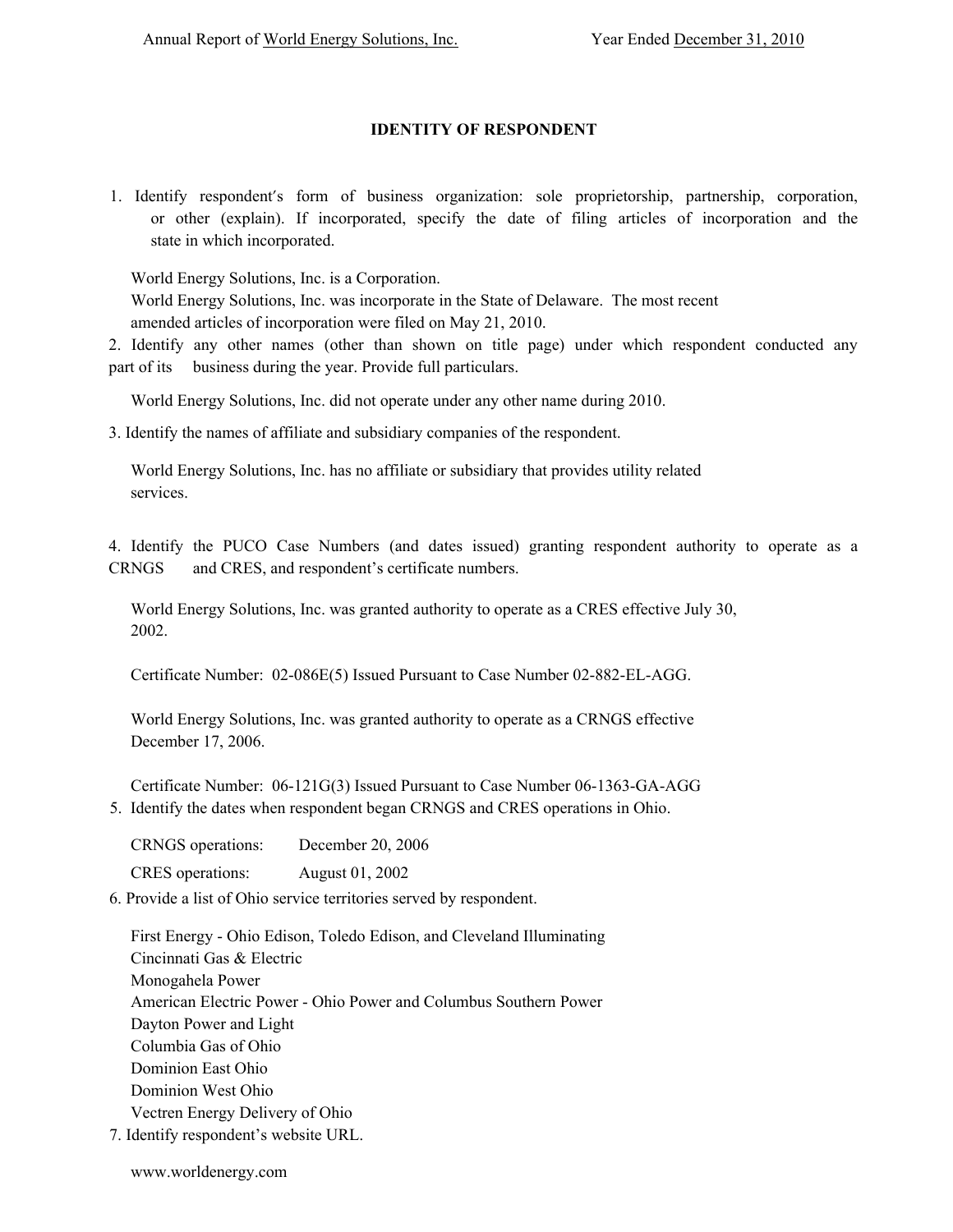## IDENTITY OF RESPONDENT

1. Identify respondent's form of business organization: sole proprietorship, partnership, corporation, or other (explain). If incorporated, specify the date of filing articles of incorporation and the state in which incorporated.

   World Energy Solutions, Inc. is a Corporation.
   World Energy Solutions, Inc. was incorporate in the State of Delaware. The most recent amended articles of incorporation were filed on May 21, 2010.

2. Identify any other names (other than shown on title page) under which respondent conducted any part of its business during the year. Provide full particulars.

   World Energy Solutions, Inc. did not operate under any other name during 2010.

3. Identify the names of affiliate and subsidiary companies of the respondent.

   World Energy Solutions, Inc. has no affiliate or subsidiary that provides utility related services.

4. Identify the PUCO Case Numbers (and dates issued) granting respondent authority to operate as a CRNGS and CRES, and respondent's certificate numbers.

   World Energy Solutions, Inc. was granted authority to operate as a CRES effective July 30, 2002.

   Certificate Number: 02-086E(5) Issued Pursuant to Case Number 02-882-EL-AGG.

   World Energy Solutions, Inc. was granted authority to operate as a CRNGS effective December 17, 2006.

   Certificate Number: 06-121G(3) Issued Pursuant to Case Number 06-1363-GA-AGG

5. Identify the dates when respondent began CRNGS and CRES operations in Ohio.

   CRNGS operations: December 20, 2006

   CRES operations: August 01, 2002

6. Provide a list of Ohio service territories served by respondent.

   First Energy - Ohio Edison, Toledo Edison, and Cleveland Illuminating
   Cincinnati Gas & Electric
   Monogahela Power
   American Electric Power - Ohio Power and Columbus Southern Power
   Dayton Power and Light
   Columbia Gas of Ohio
   Dominion East Ohio
   Dominion West Ohio
   Vectren Energy Delivery of Ohio

7. Identify respondent's website URL.

   www.worldenergy.com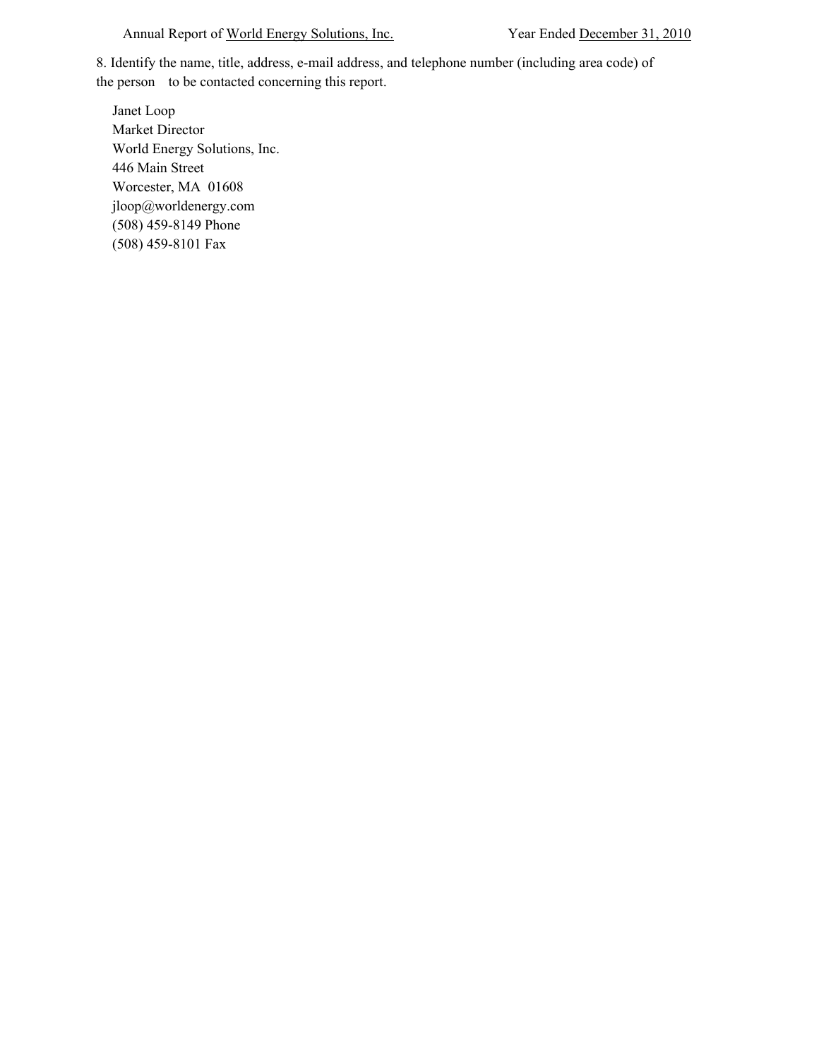8. Identify the name, title, address, e-mail address, and telephone number (including area code) of the person to be contacted concerning this report.

Janet Loop
Market Director
World Energy Solutions, Inc.
446 Main Street
Worcester, MA 01608
jloop@worldenergy.com
(508) 459-8149 Phone
(508) 459-8101 Fax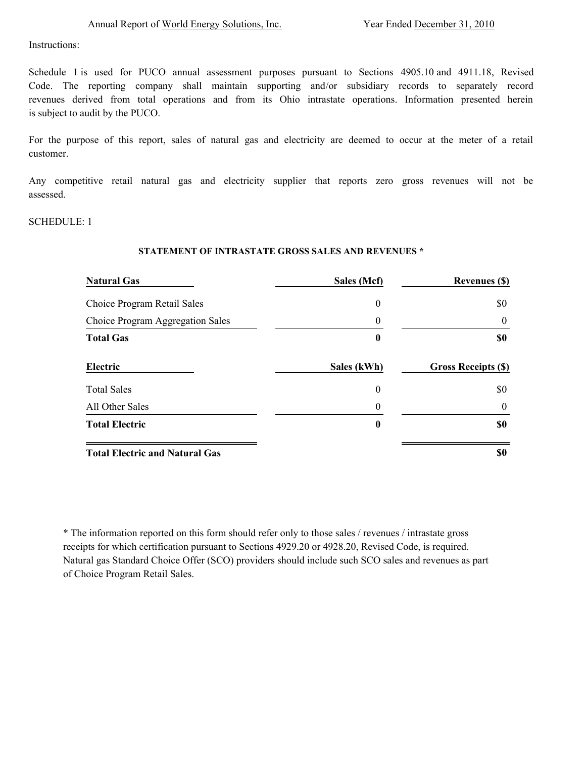Annual Report of World Energy Solutions, Inc. Year Ended December 31, 2010

Instructions:

Schedule 1 is used for PUCO annual assessment purposes pursuant to Sections 4905.10 and 4911.18, Revised Code. The reporting company shall maintain supporting and/or subsidiary records to separately record revenues derived from total operations and from its Ohio intrastate operations. Information presented herein is subject to audit by the PUCO.

For the purpose of this report, sales of natural gas and electricity are deemed to occur at the meter of a retail customer.

Any competitive retail natural gas and electricity supplier that reports zero gross revenues will not be assessed.

SCHEDULE: 1

**STATEMENT OF INTRASTATE GROSS SALES AND REVENUES ***

| **Natural Gas** | **Sales (Mcf)** | **Revenues ($)** |
|---|---|---|
| Choice Program Retail Sales | 0 | $0 |
| Choice Program Aggregation Sales | 0 | 0 |
| **Total Gas** | **0** | **$0** |
| **Electric** | **Sales (kWh)** | **Gross Receipts ($)** |
| Total Sales | 0 | $0 |
| All Other Sales | 0 | 0 |
| **Total Electric** | **0** | **$0** |
| **Total Electric and Natural Gas** | | **$0** |

* The information reported on this form should refer only to those sales / revenues / intrastate gross receipts for which certification pursuant to Sections 4929.20 or 4928.20, Revised Code, is required. Natural gas Standard Choice Offer (SCO) providers should include such SCO sales and revenues as part of Choice Program Retail Sales.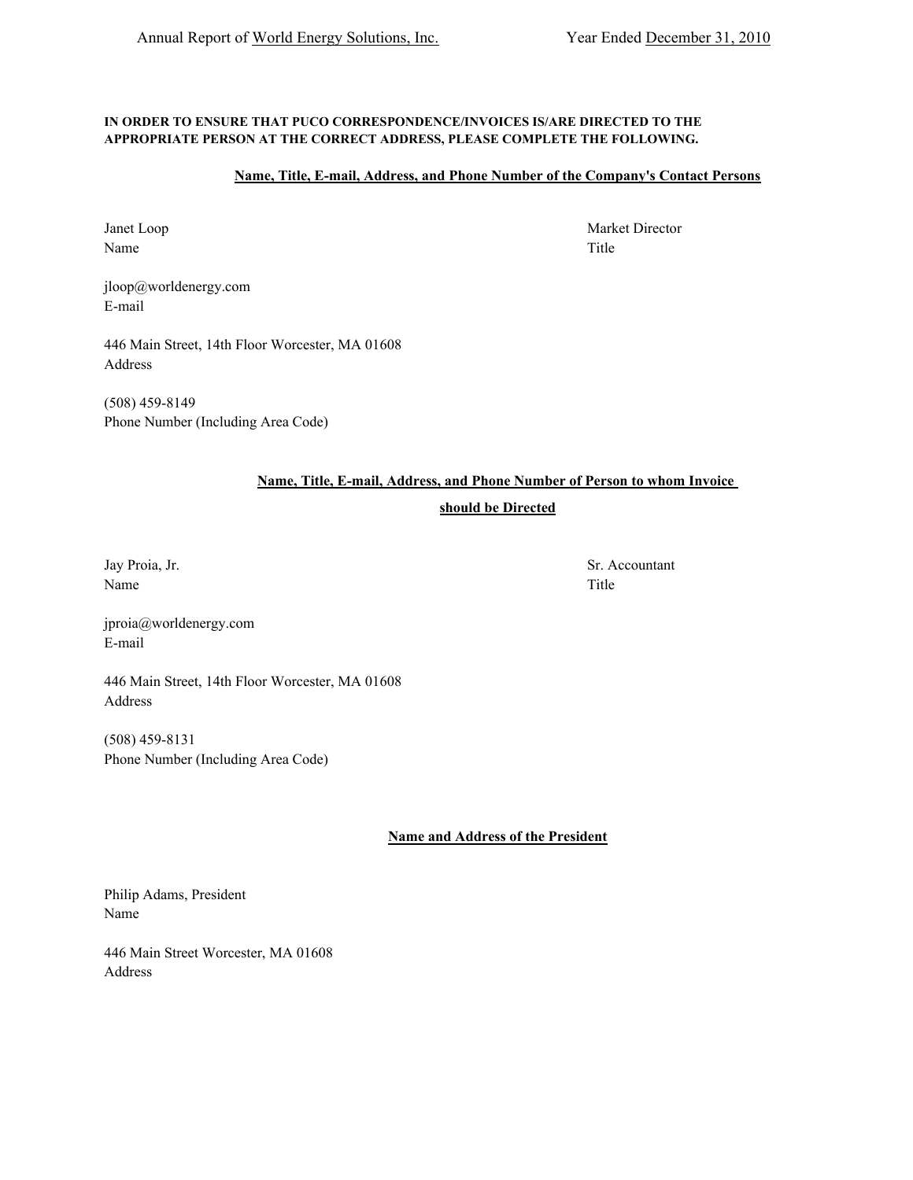**IN ORDER TO ENSURE THAT PUCO CORRESPONDENCE/INVOICES IS/ARE DIRECTED TO THE APPROPRIATE PERSON AT THE CORRECT ADDRESS, PLEASE COMPLETE THE FOLLOWING.**

**Name, Title, E-mail, Address, and Phone Number of the Company's Contact Persons**

| | |
|---|---|
| Janet Loop | Market Director |
| Name | Title |

jloop@worldenergy.com
E-mail

446 Main Street, 14th Floor Worcester, MA 01608
Address

(508) 459-8149
Phone Number (Including Area Code)

**Name, Title, E-mail, Address, and Phone Number of Person to whom Invoice should be Directed**

| | |
|---|---|
| Jay Proia, Jr. | Sr. Accountant |
| Name | Title |

jproia@worldenergy.com
E-mail

446 Main Street, 14th Floor Worcester, MA 01608
Address

(508) 459-8131
Phone Number (Including Area Code)

**Name and Address of the President**

Philip Adams, President
Name

446 Main Street Worcester, MA 01608
Address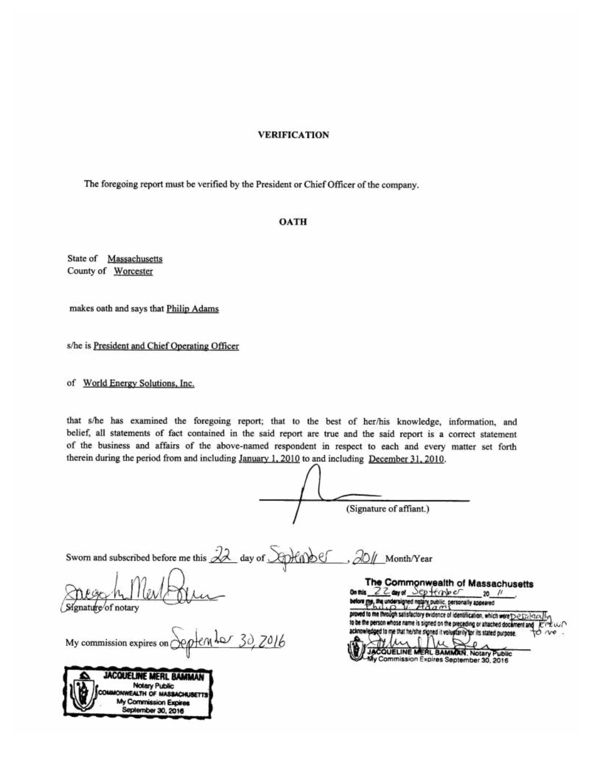**VERIFICATION**

The foregoing report must be verified by the President or Chief Officer of the company.

**OATH**

State of Massachusetts
County of Worcester

makes oath and says that Philip Adams

s/he is President and Chief Operating Officer

of World Energy Solutions, Inc.

that s/he has examined the foregoing report; that to the best of her/his knowledge, information, and belief, all statements of fact contained in the said report are true and the said report is a correct statement of the business and affairs of the above-named respondent in respect to each and every matter set forth therein during the period from and including January 1, 2010 to and including December 31, 2010.

(Signature of affiant.)

Sworn and subscribed before me this 22 day of September, 2011 Month/Year

Signature of notary

My commission expires on September 30, 2016

JACQUELINE MERL BAMMAN
Notary Public
COMMONWEALTH OF MASSACHUSETTS
My Commission Expires
September 30, 2016

**The Commonwealth of Massachusetts**

On this 22 day of September 20 11, before me, the undersigned notary public, personally appeared Philip V. Adams proved to me through satisfactory evidence of identification, which were personally known to me, to be the person whose name is signed on the preceding or attached document and acknowledged to me that he/she signed it voluntarily for its stated purpose.

JACQUELINE MERL BAMMAN, Notary Public
My Commission Expires September 30, 2016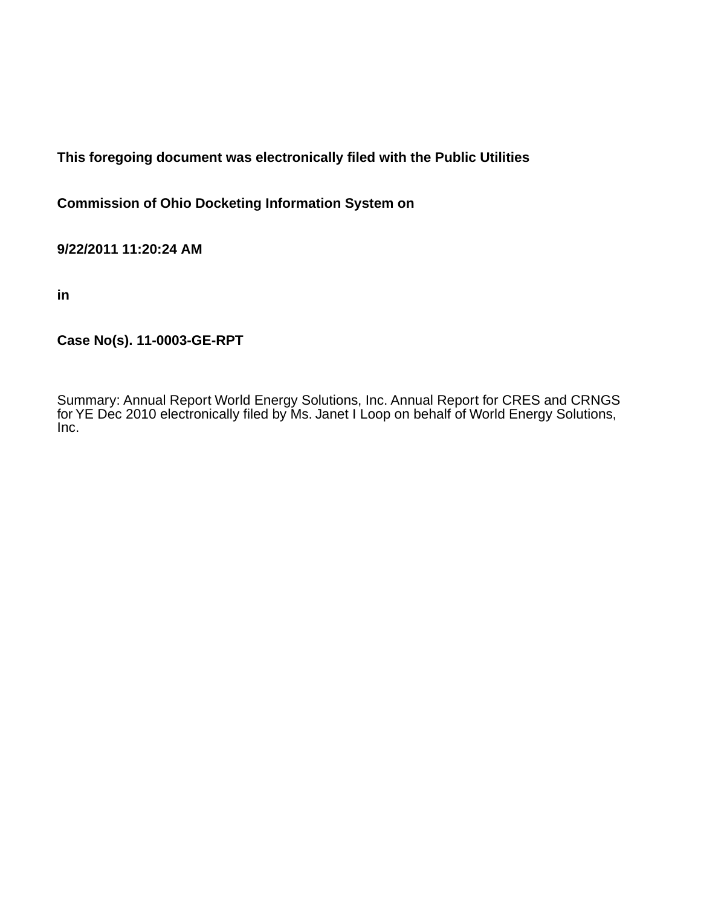**This foregoing document was electronically filed with the Public Utilities**

**Commission of Ohio Docketing Information System on**

**9/22/2011 11:20:24 AM**

**in**

**Case No(s). 11-0003-GE-RPT**

Summary: Annual Report World Energy Solutions, Inc. Annual Report for CRES and CRNGS for YE Dec 2010 electronically filed by Ms. Janet I Loop on behalf of World Energy Solutions, Inc.